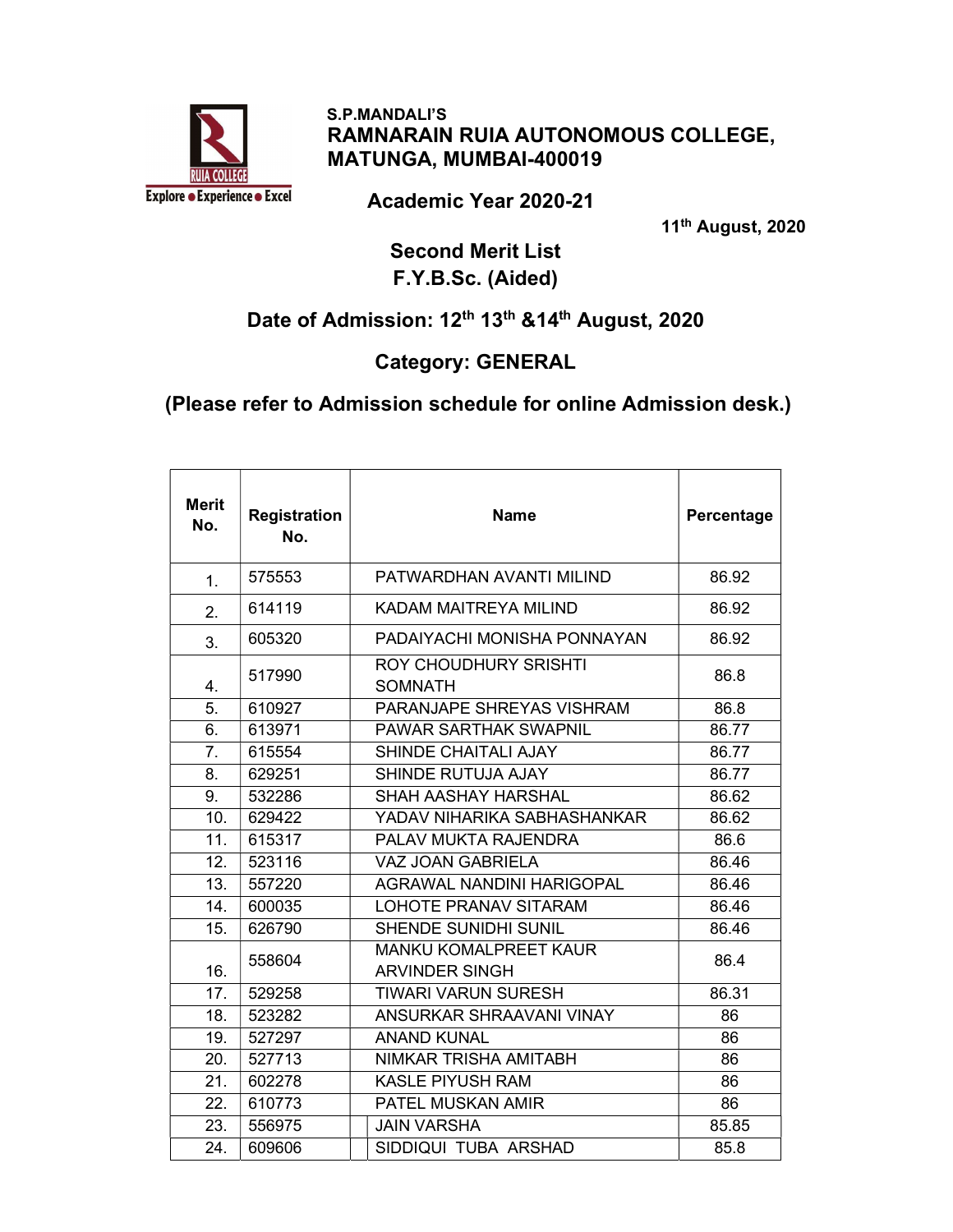S.P.MANDALI'S

# RAMNARAIN RUIA AUTONOMOUS COLLEGE, MATUNGA, MUMBAI-400019

Explore • Experience • Excel

## Academic Year 2020-21

11th August, 2020

## Second Merit List
## F.Y.B.Sc. (Aided)

### Date of Admission: 12th 13th &14th August, 2020

### Category: GENERAL

### (Please refer to Admission schedule for online Admission desk.)

| Merit No. | Registration No. | Name | Percentage |
|---|---|---|---|
| 1. | 575553 | PATWARDHAN AVANTI MILIND | 86.92 |
| 2. | 614119 | KADAM MAITREYA MILIND | 86.92 |
| 3. | 605320 | PADAIYACHI MONISHA PONNAYAN | 86.92 |
| 4. | 517990 | ROY CHOUDHURY SRISHTI SOMNATH | 86.8 |
| 5. | 610927 | PARANJAPE SHREYAS VISHRAM | 86.8 |
| 6. | 613971 | PAWAR SARTHAK SWAPNIL | 86.77 |
| 7. | 615554 | SHINDE CHAITALI AJAY | 86.77 |
| 8. | 629251 | SHINDE RUTUJA AJAY | 86.77 |
| 9. | 532286 | SHAH AASHAY HARSHAL | 86.62 |
| 10. | 629422 | YADAV NIHARIKA SABHASHANKAR | 86.62 |
| 11. | 615317 | PALAV MUKTA RAJENDRA | 86.6 |
| 12. | 523116 | VAZ JOAN GABRIELA | 86.46 |
| 13. | 557220 | AGRAWAL NANDINI HARIGOPAL | 86.46 |
| 14. | 600035 | LOHOTE PRANAV SITARAM | 86.46 |
| 15. | 626790 | SHENDE SUNIDHI SUNIL | 86.46 |
| 16. | 558604 | MANKU KOMALPREET KAUR ARVINDER SINGH | 86.4 |
| 17. | 529258 | TIWARI VARUN SURESH | 86.31 |
| 18. | 523282 | ANSURKAR SHRAAVANI VINAY | 86 |
| 19. | 527297 | ANAND KUNAL | 86 |
| 20. | 527713 | NIMKAR TRISHA AMITABH | 86 |
| 21. | 602278 | KASLE PIYUSH RAM | 86 |
| 22. | 610773 | PATEL MUSKAN AMIR | 86 |
| 23. | 556975 | JAIN VARSHA | 85.85 |
| 24. | 609606 | SIDDIQUI TUBA ARSHAD | 85.8 |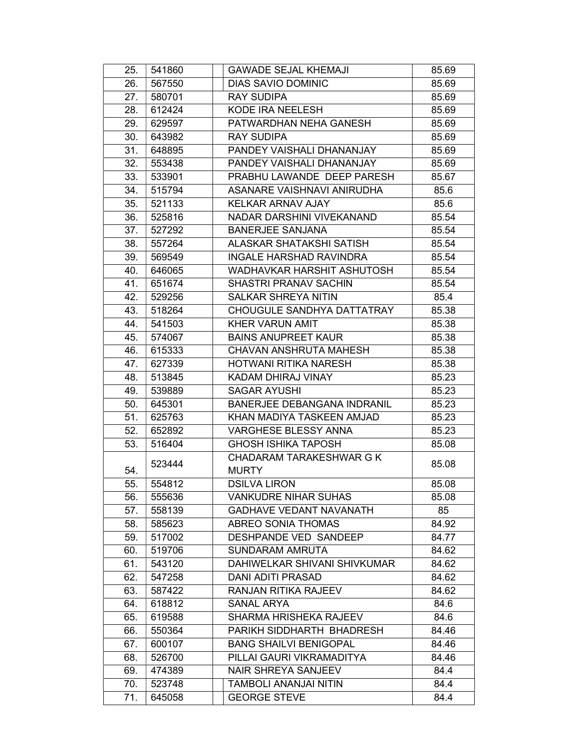| | | | | |
|---|---|---|---|---|
| 25. | 541860 | | GAWADE SEJAL KHEMAJI | 85.69 |
| 26. | 567550 | | DIAS SAVIO DOMINIC | 85.69 |
| 27. | 580701 | | RAY SUDIPA | 85.69 |
| 28. | 612424 | | KODE IRA NEELESH | 85.69 |
| 29. | 629597 | | PATWARDHAN NEHA GANESH | 85.69 |
| 30. | 643982 | | RAY SUDIPA | 85.69 |
| 31. | 648895 | | PANDEY VAISHALI DHANANJAY | 85.69 |
| 32. | 553438 | | PANDEY VAISHALI DHANANJAY | 85.69 |
| 33. | 533901 | | PRABHU LAWANDE DEEP PARESH | 85.67 |
| 34. | 515794 | | ASANARE VAISHNAVI ANIRUDHA | 85.6 |
| 35. | 521133 | | KELKAR ARNAV AJAY | 85.6 |
| 36. | 525816 | | NADAR DARSHINI VIVEKANAND | 85.54 |
| 37. | 527292 | | BANERJEE SANJANA | 85.54 |
| 38. | 557264 | | ALASKAR SHATAKSHI SATISH | 85.54 |
| 39. | 569549 | | INGALE HARSHAD RAVINDRA | 85.54 |
| 40. | 646065 | | WADHAVKAR HARSHIT ASHUTOSH | 85.54 |
| 41. | 651674 | | SHASTRI PRANAV SACHIN | 85.54 |
| 42. | 529256 | | SALKAR SHREYA NITIN | 85.4 |
| 43. | 518264 | | CHOUGULE SANDHYA DATTATRAY | 85.38 |
| 44. | 541503 | | KHER VARUN AMIT | 85.38 |
| 45. | 574067 | | BAINS ANUPREET KAUR | 85.38 |
| 46. | 615333 | | CHAVAN ANSHRUTA MAHESH | 85.38 |
| 47. | 627339 | | HOTWANI RITIKA NARESH | 85.38 |
| 48. | 513845 | | KADAM DHIRAJ VINAY | 85.23 |
| 49. | 539889 | | SAGAR AYUSHI | 85.23 |
| 50. | 645301 | | BANERJEE DEBANGANA INDRANIL | 85.23 |
| 51. | 625763 | | KHAN MADIYA TASKEEN AMJAD | 85.23 |
| 52. | 652892 | | VARGHESE BLESSY ANNA | 85.23 |
| 53. | 516404 | | GHOSH ISHIKA TAPOSH | 85.08 |
| 54. | 523444 | | CHADARAM TARAKESHWAR G K MURTY | 85.08 |
| 55. | 554812 | | DSILVA LIRON | 85.08 |
| 56. | 555636 | | VANKUDRE NIHAR SUHAS | 85.08 |
| 57. | 558139 | | GADHAVE VEDANT NAVANATH | 85 |
| 58. | 585623 | | ABREO SONIA THOMAS | 84.92 |
| 59. | 517002 | | DESHPANDE VED SANDEEP | 84.77 |
| 60. | 519706 | | SUNDARAM AMRUTA | 84.62 |
| 61. | 543120 | | DAHIWELKAR SHIVANI SHIVKUMAR | 84.62 |
| 62. | 547258 | | DANI ADITI PRASAD | 84.62 |
| 63. | 587422 | | RANJAN RITIKA RAJEEV | 84.62 |
| 64. | 618812 | | SANAL ARYA | 84.6 |
| 65. | 619588 | | SHARMA HRISHEKA RAJEEV | 84.6 |
| 66. | 550364 | | PARIKH SIDDHARTH BHADRESH | 84.46 |
| 67. | 600107 | | BANG SHAILVI BENIGOPAL | 84.46 |
| 68. | 526700 | | PILLAI GAURI VIKRAMADITYA | 84.46 |
| 69. | 474389 | | NAIR SHREYA SANJEEV | 84.4 |
| 70. | 523748 | | TAMBOLI ANANJAI NITIN | 84.4 |
| 71. | 645058 | | GEORGE STEVE | 84.4 |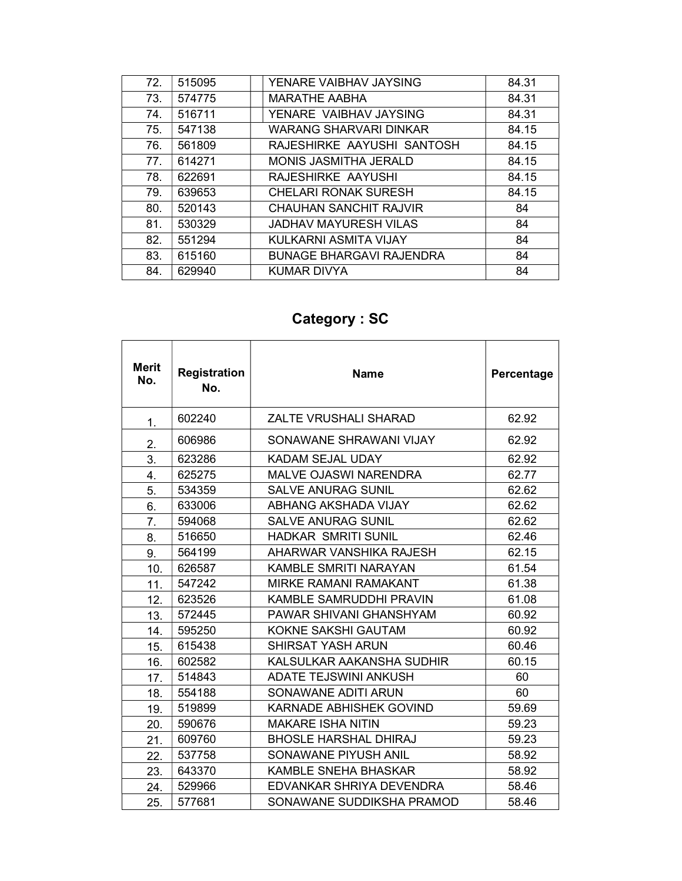| | | | |
|---|---|---|---|
| 72. | 515095 | YENARE VAIBHAV JAYSING | 84.31 |
| 73. | 574775 | MARATHE AABHA | 84.31 |
| 74. | 516711 | YENARE VAIBHAV JAYSING | 84.31 |
| 75. | 547138 | WARANG SHARVARI DINKAR | 84.15 |
| 76. | 561809 | RAJESHIRKE AAYUSHI SANTOSH | 84.15 |
| 77. | 614271 | MONIS JASMITHA JERALD | 84.15 |
| 78. | 622691 | RAJESHIRKE AAYUSHI | 84.15 |
| 79. | 639653 | CHELARI RONAK SURESH | 84.15 |
| 80. | 520143 | CHAUHAN SANCHIT RAJVIR | 84 |
| 81. | 530329 | JADHAV MAYURESH VILAS | 84 |
| 82. | 551294 | KULKARNI ASMITA VIJAY | 84 |
| 83. | 615160 | BUNAGE BHARGAVI RAJENDRA | 84 |
| 84. | 629940 | KUMAR DIVYA | 84 |

## Category : SC

| Merit No. | Registration No. | Name | Percentage |
|---|---|---|---|
| 1. | 602240 | ZALTE VRUSHALI SHARAD | 62.92 |
| 2. | 606986 | SONAWANE SHRAWANI VIJAY | 62.92 |
| 3. | 623286 | KADAM SEJAL UDAY | 62.92 |
| 4. | 625275 | MALVE OJASWI NARENDRA | 62.77 |
| 5. | 534359 | SALVE ANURAG SUNIL | 62.62 |
| 6. | 633006 | ABHANG AKSHADA VIJAY | 62.62 |
| 7. | 594068 | SALVE ANURAG SUNIL | 62.62 |
| 8. | 516650 | HADKAR SMRITI SUNIL | 62.46 |
| 9. | 564199 | AHARWAR VANSHIKA RAJESH | 62.15 |
| 10. | 626587 | KAMBLE SMRITI NARAYAN | 61.54 |
| 11. | 547242 | MIRKE RAMANI RAMAKANT | 61.38 |
| 12. | 623526 | KAMBLE SAMRUDDHI PRAVIN | 61.08 |
| 13. | 572445 | PAWAR SHIVANI GHANSHYAM | 60.92 |
| 14. | 595250 | KOKNE SAKSHI GAUTAM | 60.92 |
| 15. | 615438 | SHIRSAT YASH ARUN | 60.46 |
| 16. | 602582 | KALSULKAR AAKANSHA SUDHIR | 60.15 |
| 17. | 514843 | ADATE TEJSWINI ANKUSH | 60 |
| 18. | 554188 | SONAWANE ADITI ARUN | 60 |
| 19. | 519899 | KARNADE ABHISHEK GOVIND | 59.69 |
| 20. | 590676 | MAKARE ISHA NITIN | 59.23 |
| 21. | 609760 | BHOSLE HARSHAL DHIRAJ | 59.23 |
| 22. | 537758 | SONAWANE PIYUSH ANIL | 58.92 |
| 23. | 643370 | KAMBLE SNEHA BHASKAR | 58.92 |
| 24. | 529966 | EDVANKAR SHRIYA DEVENDRA | 58.46 |
| 25. | 577681 | SONAWANE SUDDIKSHA PRAMOD | 58.46 |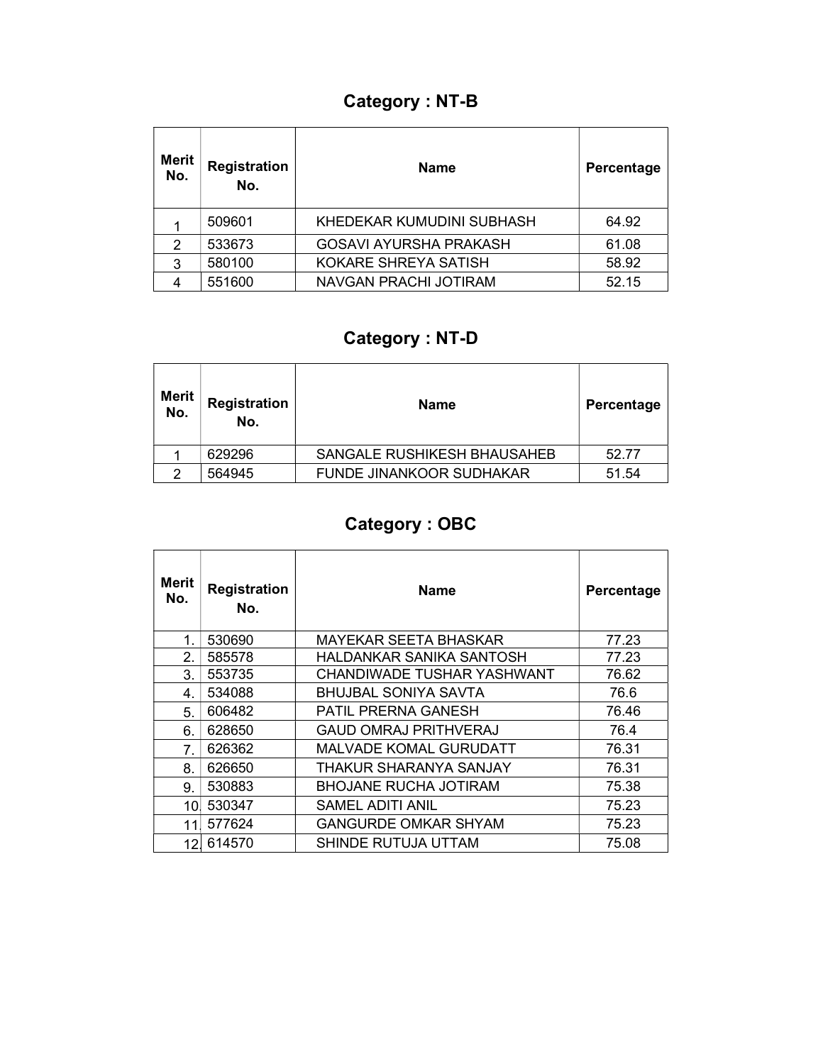## Category : NT-B

| Merit No. | Registration No. | Name | Percentage |
|---|---|---|---|
| 1 | 509601 | KHEDEKAR KUMUDINI SUBHASH | 64.92 |
| 2 | 533673 | GOSAVI AYURSHA PRAKASH | 61.08 |
| 3 | 580100 | KOKARE SHREYA SATISH | 58.92 |
| 4 | 551600 | NAVGAN PRACHI JOTIRAM | 52.15 |

## Category : NT-D

| Merit No. | Registration No. | Name | Percentage |
|---|---|---|---|
| 1 | 629296 | SANGALE RUSHIKESH BHAUSAHEB | 52.77 |
| 2 | 564945 | FUNDE JINANKOOR SUDHAKAR | 51.54 |

## Category : OBC

| Merit No. | Registration No. | Name | Percentage |
|---|---|---|---|
| 1. | 530690 | MAYEKAR SEETA BHASKAR | 77.23 |
| 2. | 585578 | HALDANKAR SANIKA SANTOSH | 77.23 |
| 3. | 553735 | CHANDIWADE TUSHAR YASHWANT | 76.62 |
| 4. | 534088 | BHUJBAL SONIYA SAVTA | 76.6 |
| 5. | 606482 | PATIL PRERNA GANESH | 76.46 |
| 6. | 628650 | GAUD OMRAJ PRITHVERAJ | 76.4 |
| 7. | 626362 | MALVADE KOMAL GURUDATT | 76.31 |
| 8. | 626650 | THAKUR SHARANYA SANJAY | 76.31 |
| 9. | 530883 | BHOJANE RUCHA JOTIRAM | 75.38 |
| 10. | 530347 | SAMEL ADITI ANIL | 75.23 |
| 11. | 577624 | GANGURDE OMKAR SHYAM | 75.23 |
| 12. | 614570 | SHINDE RUTUJA UTTAM | 75.08 |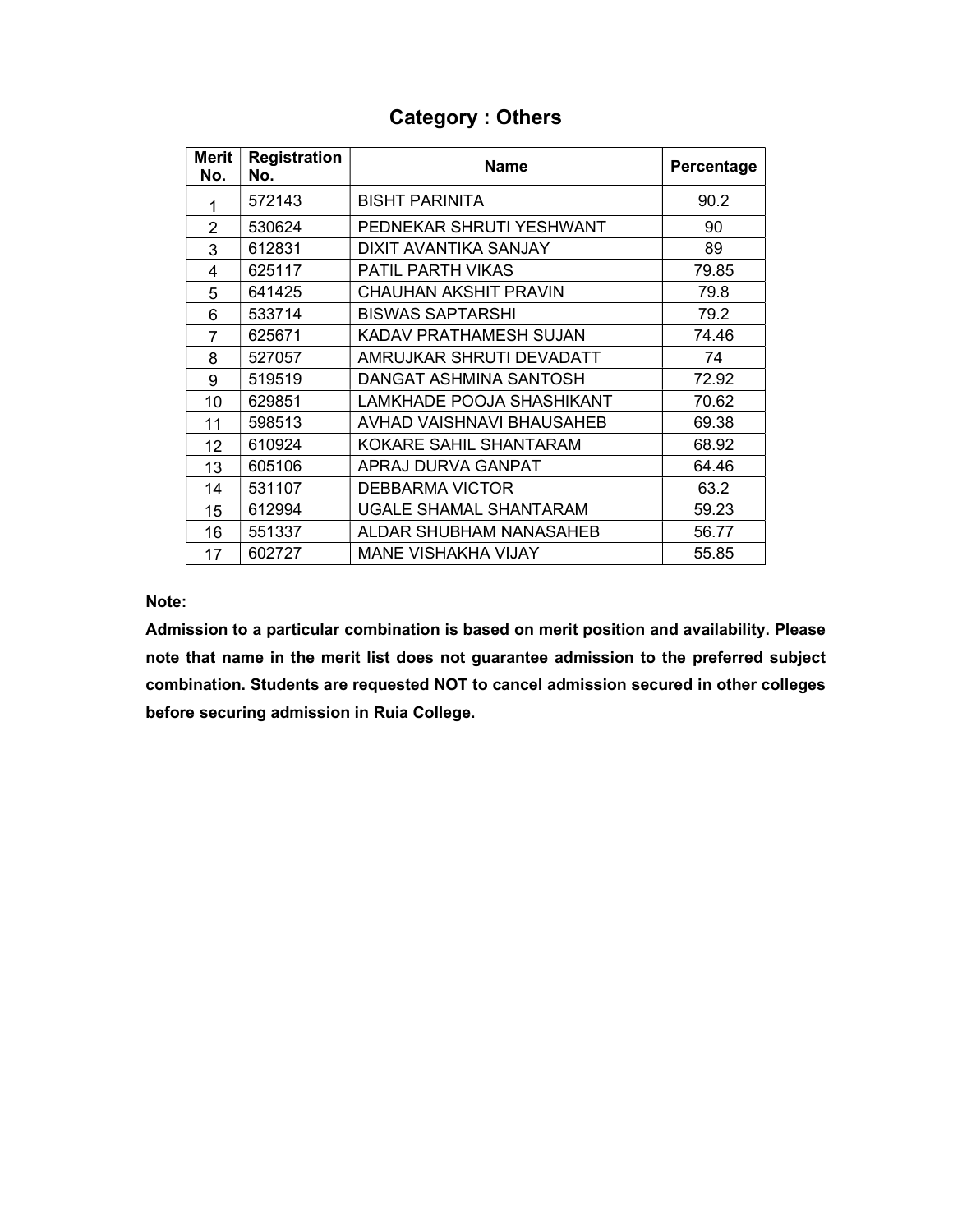## Category : Others

| Merit No. | Registration No. | Name | Percentage |
|---|---|---|---|
| 1 | 572143 | BISHT PARINITA | 90.2 |
| 2 | 530624 | PEDNEKAR SHRUTI YESHWANT | 90 |
| 3 | 612831 | DIXIT AVANTIKA SANJAY | 89 |
| 4 | 625117 | PATIL PARTH VIKAS | 79.85 |
| 5 | 641425 | CHAUHAN AKSHIT PRAVIN | 79.8 |
| 6 | 533714 | BISWAS SAPTARSHI | 79.2 |
| 7 | 625671 | KADAV PRATHAMESH SUJAN | 74.46 |
| 8 | 527057 | AMRUJKAR SHRUTI DEVADATT | 74 |
| 9 | 519519 | DANGAT ASHMINA SANTOSH | 72.92 |
| 10 | 629851 | LAMKHADE POOJA SHASHIKANT | 70.62 |
| 11 | 598513 | AVHAD VAISHNAVI BHAUSAHEB | 69.38 |
| 12 | 610924 | KOKARE SAHIL SHANTARAM | 68.92 |
| 13 | 605106 | APRAJ DURVA GANPAT | 64.46 |
| 14 | 531107 | DEBBARMA VICTOR | 63.2 |
| 15 | 612994 | UGALE SHAMAL SHANTARAM | 59.23 |
| 16 | 551337 | ALDAR SHUBHAM NANASAHEB | 56.77 |
| 17 | 602727 | MANE VISHAKHA VIJAY | 55.85 |

**Note:**

**Admission to a particular combination is based on merit position and availability. Please note that name in the merit list does not guarantee admission to the preferred subject combination. Students are requested NOT to cancel admission secured in other colleges before securing admission in Ruia College.**